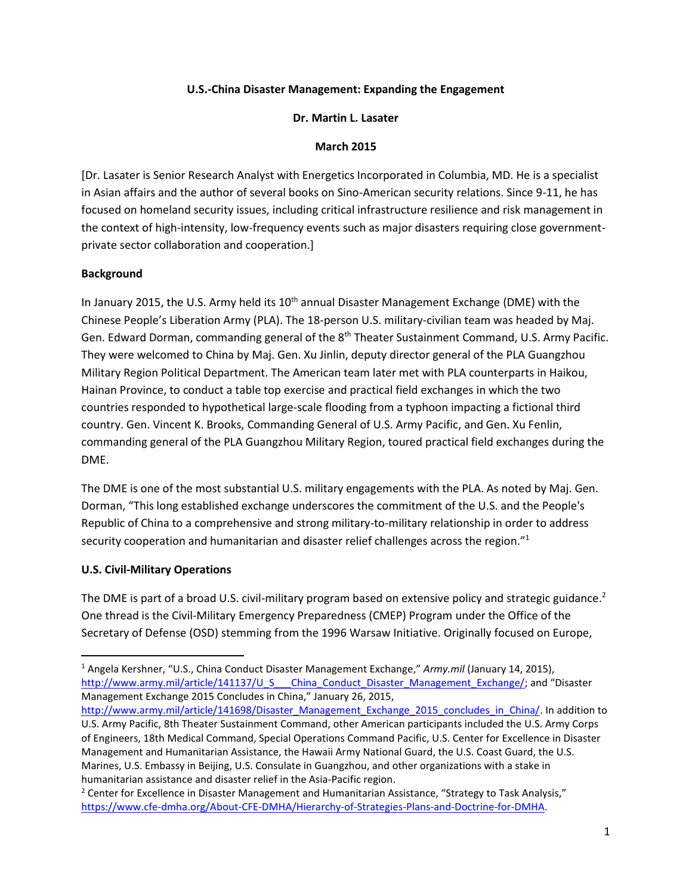**U.S.-China Disaster Management: Expanding the Engagement**

**Dr. Martin L. Lasater**

**March 2015**

[Dr. Lasater is Senior Research Analyst with Energetics Incorporated in Columbia, MD. He is a specialist in Asian affairs and the author of several books on Sino-American security relations. Since 9-11, he has focused on homeland security issues, including critical infrastructure resilience and risk management in the context of high-intensity, low-frequency events such as major disasters requiring close government-private sector collaboration and cooperation.]

## Background

In January 2015, the U.S. Army held its 10th annual Disaster Management Exchange (DME) with the Chinese People's Liberation Army (PLA). The 18-person U.S. military-civilian team was headed by Maj. Gen. Edward Dorman, commanding general of the 8th Theater Sustainment Command, U.S. Army Pacific. They were welcomed to China by Maj. Gen. Xu Jinlin, deputy director general of the PLA Guangzhou Military Region Political Department. The American team later met with PLA counterparts in Haikou, Hainan Province, to conduct a table top exercise and practical field exchanges in which the two countries responded to hypothetical large-scale flooding from a typhoon impacting a fictional third country. Gen. Vincent K. Brooks, Commanding General of U.S. Army Pacific, and Gen. Xu Fenlin, commanding general of the PLA Guangzhou Military Region, toured practical field exchanges during the DME.

The DME is one of the most substantial U.S. military engagements with the PLA. As noted by Maj. Gen. Dorman, "This long established exchange underscores the commitment of the U.S. and the People's Republic of China to a comprehensive and strong military-to-military relationship in order to address security cooperation and humanitarian and disaster relief challenges across the region."[1]

## U.S. Civil-Military Operations

The DME is part of a broad U.S. civil-military program based on extensive policy and strategic guidance.[2] One thread is the Civil-Military Emergency Preparedness (CMEP) Program under the Office of the Secretary of Defense (OSD) stemming from the 1996 Warsaw Initiative. Originally focused on Europe,

---

[1] Angela Kershner, "U.S., China Conduct Disaster Management Exchange," *Army.mil* (January 14, 2015), http://www.army.mil/article/141137/U_S___China_Conduct_Disaster_Management_Exchange/; and "Disaster Management Exchange 2015 Concludes in China," January 26, 2015, http://www.army.mil/article/141698/Disaster_Management_Exchange_2015_concludes_in_China/. In addition to U.S. Army Pacific, 8th Theater Sustainment Command, other American participants included the U.S. Army Corps of Engineers, 18th Medical Command, Special Operations Command Pacific, U.S. Center for Excellence in Disaster Management and Humanitarian Assistance, the Hawaii Army National Guard, the U.S. Coast Guard, the U.S. Marines, U.S. Embassy in Beijing, U.S. Consulate in Guangzhou, and other organizations with a stake in humanitarian assistance and disaster relief in the Asia-Pacific region.

[2] Center for Excellence in Disaster Management and Humanitarian Assistance, "Strategy to Task Analysis," https://www.cfe-dmha.org/About-CFE-DMHA/Hierarchy-of-Strategies-Plans-and-Doctrine-for-DMHA.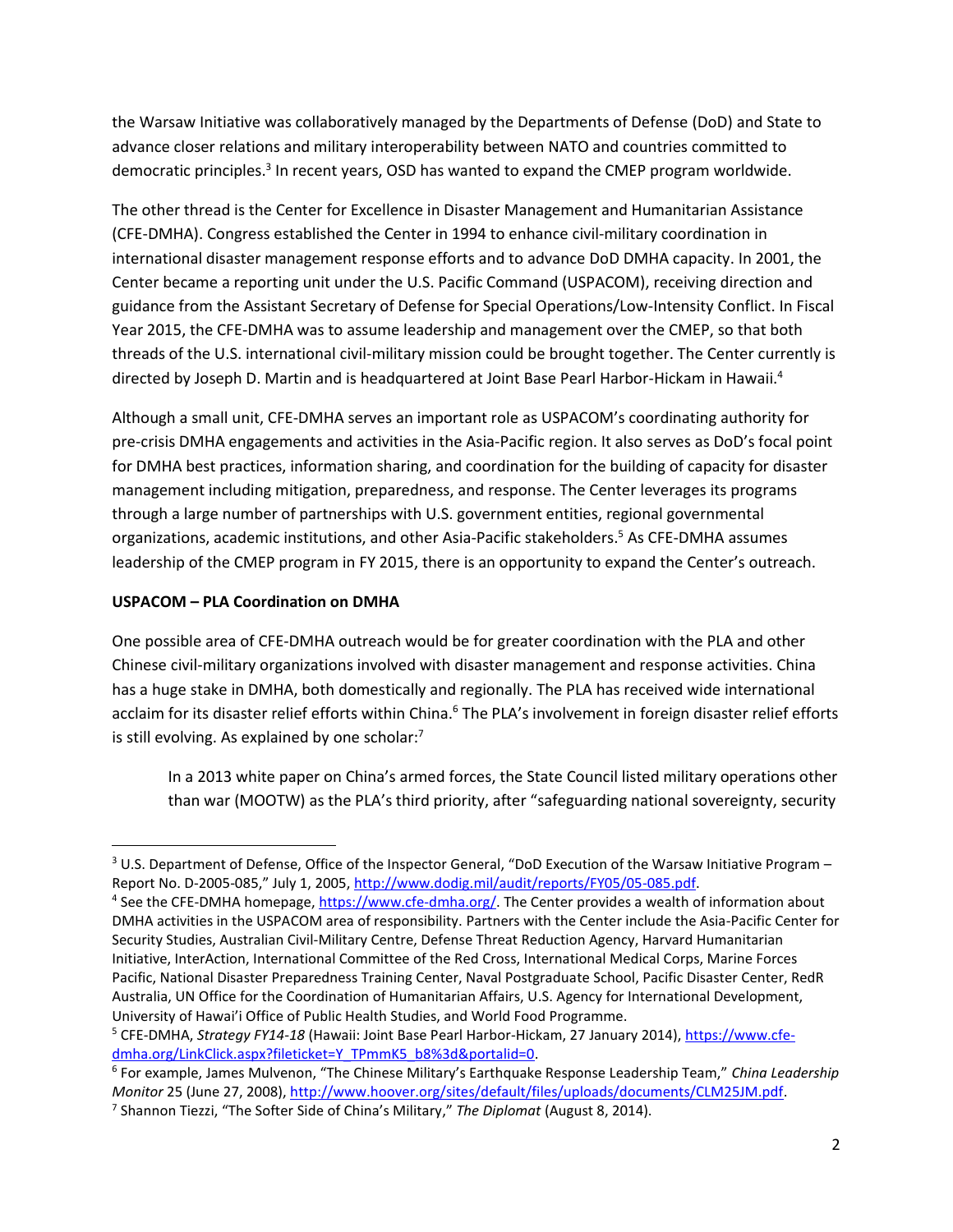the Warsaw Initiative was collaboratively managed by the Departments of Defense (DoD) and State to advance closer relations and military interoperability between NATO and countries committed to democratic principles.[3] In recent years, OSD has wanted to expand the CMEP program worldwide.

The other thread is the Center for Excellence in Disaster Management and Humanitarian Assistance (CFE-DMHA). Congress established the Center in 1994 to enhance civil-military coordination in international disaster management response efforts and to advance DoD DMHA capacity. In 2001, the Center became a reporting unit under the U.S. Pacific Command (USPACOM), receiving direction and guidance from the Assistant Secretary of Defense for Special Operations/Low-Intensity Conflict. In Fiscal Year 2015, the CFE-DMHA was to assume leadership and management over the CMEP, so that both threads of the U.S. international civil-military mission could be brought together. The Center currently is directed by Joseph D. Martin and is headquartered at Joint Base Pearl Harbor-Hickam in Hawaii.[4]

Although a small unit, CFE-DMHA serves an important role as USPACOM's coordinating authority for pre-crisis DMHA engagements and activities in the Asia-Pacific region. It also serves as DoD's focal point for DMHA best practices, information sharing, and coordination for the building of capacity for disaster management including mitigation, preparedness, and response. The Center leverages its programs through a large number of partnerships with U.S. government entities, regional governmental organizations, academic institutions, and other Asia-Pacific stakeholders.[5] As CFE-DMHA assumes leadership of the CMEP program in FY 2015, there is an opportunity to expand the Center's outreach.

**USPACOM – PLA Coordination on DMHA**

One possible area of CFE-DMHA outreach would be for greater coordination with the PLA and other Chinese civil-military organizations involved with disaster management and response activities. China has a huge stake in DMHA, both domestically and regionally. The PLA has received wide international acclaim for its disaster relief efforts within China.[6] The PLA's involvement in foreign disaster relief efforts is still evolving. As explained by one scholar:[7]

> In a 2013 white paper on China's armed forces, the State Council listed military operations other than war (MOOTW) as the PLA's third priority, after "safeguarding national sovereignty, security

---

[3] U.S. Department of Defense, Office of the Inspector General, "DoD Execution of the Warsaw Initiative Program – Report No. D-2005-085," July 1, 2005, http://www.dodig.mil/audit/reports/FY05/05-085.pdf.

[4] See the CFE-DMHA homepage, https://www.cfe-dmha.org/. The Center provides a wealth of information about DMHA activities in the USPACOM area of responsibility. Partners with the Center include the Asia-Pacific Center for Security Studies, Australian Civil-Military Centre, Defense Threat Reduction Agency, Harvard Humanitarian Initiative, InterAction, International Committee of the Red Cross, International Medical Corps, Marine Forces Pacific, National Disaster Preparedness Training Center, Naval Postgraduate School, Pacific Disaster Center, RedR Australia, UN Office for the Coordination of Humanitarian Affairs, U.S. Agency for International Development, University of Hawai'i Office of Public Health Studies, and World Food Programme.

[5] CFE-DMHA, *Strategy FY14-18* (Hawaii: Joint Base Pearl Harbor-Hickam, 27 January 2014), https://www.cfe-dmha.org/LinkClick.aspx?fileticket=Y_TPmmK5_b8%3d&portalid=0.

[6] For example, James Mulvenon, "The Chinese Military's Earthquake Response Leadership Team," *China Leadership Monitor* 25 (June 27, 2008), http://www.hoover.org/sites/default/files/uploads/documents/CLM25JM.pdf.

[7] Shannon Tiezzi, "The Softer Side of China's Military," *The Diplomat* (August 8, 2014).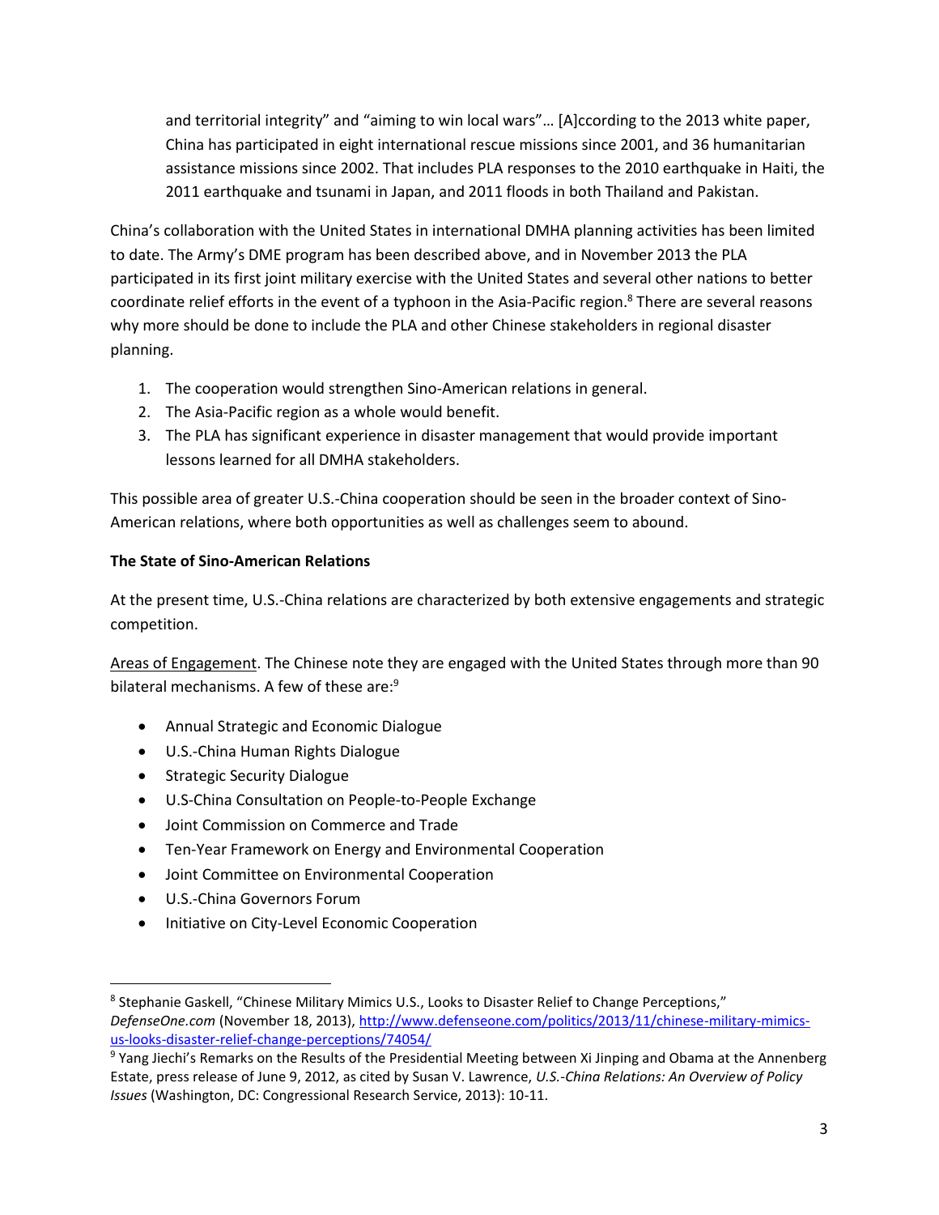> and territorial integrity" and "aiming to win local wars"… [A]ccording to the 2013 white paper, China has participated in eight international rescue missions since 2001, and 36 humanitarian assistance missions since 2002. That includes PLA responses to the 2010 earthquake in Haiti, the 2011 earthquake and tsunami in Japan, and 2011 floods in both Thailand and Pakistan.

China's collaboration with the United States in international DMHA planning activities has been limited to date. The Army's DME program has been described above, and in November 2013 the PLA participated in its first joint military exercise with the United States and several other nations to better coordinate relief efforts in the event of a typhoon in the Asia-Pacific region.[8] There are several reasons why more should be done to include the PLA and other Chinese stakeholders in regional disaster planning.

1. The cooperation would strengthen Sino-American relations in general.
2. The Asia-Pacific region as a whole would benefit.
3. The PLA has significant experience in disaster management that would provide important lessons learned for all DMHA stakeholders.

This possible area of greater U.S.-China cooperation should be seen in the broader context of Sino-American relations, where both opportunities as well as challenges seem to abound.

**The State of Sino-American Relations**

At the present time, U.S.-China relations are characterized by both extensive engagements and strategic competition.

Areas of Engagement. The Chinese note they are engaged with the United States through more than 90 bilateral mechanisms. A few of these are:[9]

- Annual Strategic and Economic Dialogue
- U.S.-China Human Rights Dialogue
- Strategic Security Dialogue
- U.S-China Consultation on People-to-People Exchange
- Joint Commission on Commerce and Trade
- Ten-Year Framework on Energy and Environmental Cooperation
- Joint Committee on Environmental Cooperation
- U.S.-China Governors Forum
- Initiative on City-Level Economic Cooperation

---

[8] Stephanie Gaskell, "Chinese Military Mimics U.S., Looks to Disaster Relief to Change Perceptions," *DefenseOne.com* (November 18, 2013), http://www.defenseone.com/politics/2013/11/chinese-military-mimics-us-looks-disaster-relief-change-perceptions/74054/

[9] Yang Jiechi's Remarks on the Results of the Presidential Meeting between Xi Jinping and Obama at the Annenberg Estate, press release of June 9, 2012, as cited by Susan V. Lawrence, *U.S.-China Relations: An Overview of Policy Issues* (Washington, DC: Congressional Research Service, 2013): 10-11.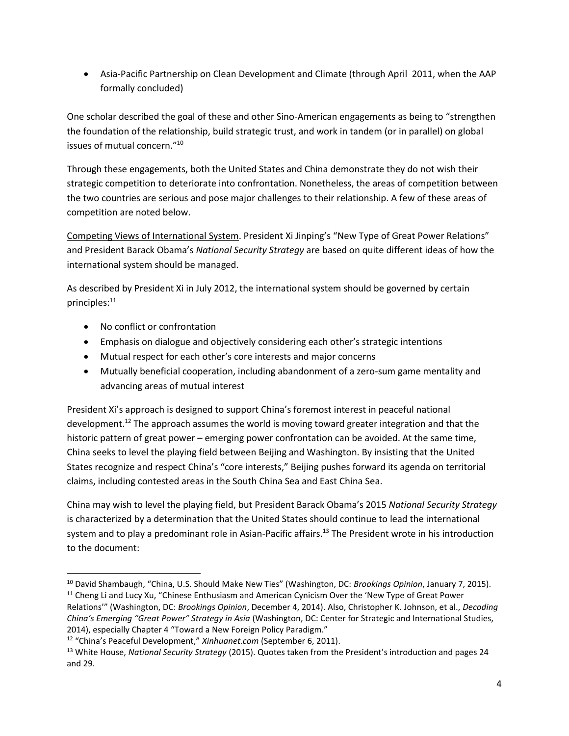- Asia-Pacific Partnership on Clean Development and Climate (through April  2011, when the AAP formally concluded)

One scholar described the goal of these and other Sino-American engagements as being to "strengthen the foundation of the relationship, build strategic trust, and work in tandem (or in parallel) on global issues of mutual concern."[10]

Through these engagements, both the United States and China demonstrate they do not wish their strategic competition to deteriorate into confrontation. Nonetheless, the areas of competition between the two countries are serious and pose major challenges to their relationship. A few of these areas of competition are noted below.

<u>Competing Views of International System</u>. President Xi Jinping's "New Type of Great Power Relations" and President Barack Obama's *National Security Strategy* are based on quite different ideas of how the international system should be managed.

As described by President Xi in July 2012, the international system should be governed by certain principles:[11]

- No conflict or confrontation
- Emphasis on dialogue and objectively considering each other's strategic intentions
- Mutual respect for each other's core interests and major concerns
- Mutually beneficial cooperation, including abandonment of a zero-sum game mentality and advancing areas of mutual interest

President Xi's approach is designed to support China's foremost interest in peaceful national development.[12] The approach assumes the world is moving toward greater integration and that the historic pattern of great power – emerging power confrontation can be avoided. At the same time, China seeks to level the playing field between Beijing and Washington. By insisting that the United States recognize and respect China's "core interests," Beijing pushes forward its agenda on territorial claims, including contested areas in the South China Sea and East China Sea.

China may wish to level the playing field, but President Barack Obama's 2015 *National Security Strategy* is characterized by a determination that the United States should continue to lead the international system and to play a predominant role in Asian-Pacific affairs.[13] The President wrote in his introduction to the document:

---

[10] David Shambaugh, "China, U.S. Should Make New Ties" (Washington, DC: *Brookings Opinion*, January 7, 2015).

[11] Cheng Li and Lucy Xu, "Chinese Enthusiasm and American Cynicism Over the 'New Type of Great Power Relations'" (Washington, DC: *Brookings Opinion*, December 4, 2014). Also, Christopher K. Johnson, et al., *Decoding China's Emerging "Great Power" Strategy in Asia* (Washington, DC: Center for Strategic and International Studies, 2014), especially Chapter 4 "Toward a New Foreign Policy Paradigm."

[12] "China's Peaceful Development," *Xinhuanet.com* (September 6, 2011).

[13] White House, *National Security Strategy* (2015). Quotes taken from the President's introduction and pages 24 and 29.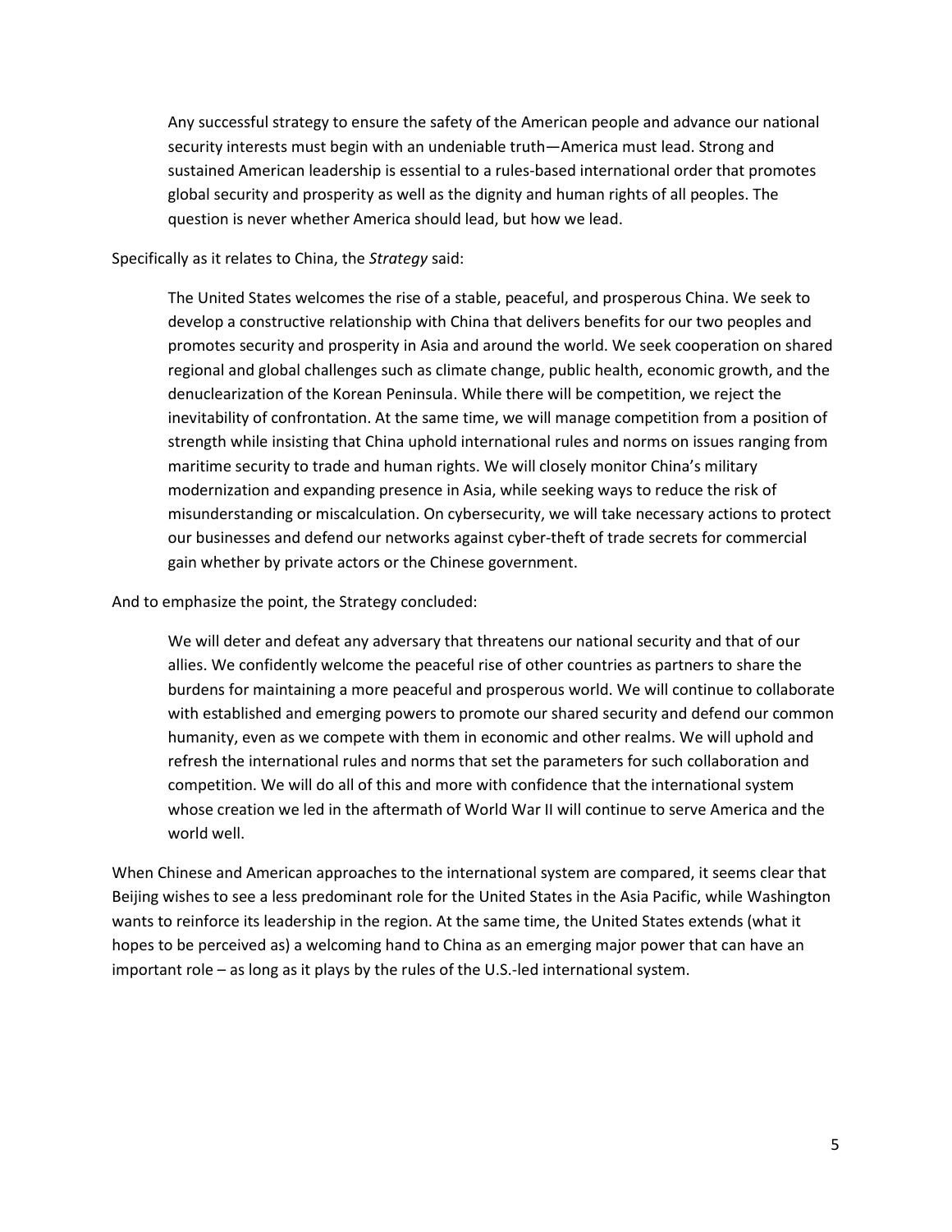> Any successful strategy to ensure the safety of the American people and advance our national security interests must begin with an undeniable truth—America must lead. Strong and sustained American leadership is essential to a rules-based international order that promotes global security and prosperity as well as the dignity and human rights of all peoples. The question is never whether America should lead, but how we lead.

Specifically as it relates to China, the *Strategy* said:

> The United States welcomes the rise of a stable, peaceful, and prosperous China. We seek to develop a constructive relationship with China that delivers benefits for our two peoples and promotes security and prosperity in Asia and around the world. We seek cooperation on shared regional and global challenges such as climate change, public health, economic growth, and the denuclearization of the Korean Peninsula. While there will be competition, we reject the inevitability of confrontation. At the same time, we will manage competition from a position of strength while insisting that China uphold international rules and norms on issues ranging from maritime security to trade and human rights. We will closely monitor China's military modernization and expanding presence in Asia, while seeking ways to reduce the risk of misunderstanding or miscalculation. On cybersecurity, we will take necessary actions to protect our businesses and defend our networks against cyber-theft of trade secrets for commercial gain whether by private actors or the Chinese government.

And to emphasize the point, the Strategy concluded:

> We will deter and defeat any adversary that threatens our national security and that of our allies. We confidently welcome the peaceful rise of other countries as partners to share the burdens for maintaining a more peaceful and prosperous world. We will continue to collaborate with established and emerging powers to promote our shared security and defend our common humanity, even as we compete with them in economic and other realms. We will uphold and refresh the international rules and norms that set the parameters for such collaboration and competition. We will do all of this and more with confidence that the international system whose creation we led in the aftermath of World War II will continue to serve America and the world well.

When Chinese and American approaches to the international system are compared, it seems clear that Beijing wishes to see a less predominant role for the United States in the Asia Pacific, while Washington wants to reinforce its leadership in the region. At the same time, the United States extends (what it hopes to be perceived as) a welcoming hand to China as an emerging major power that can have an important role – as long as it plays by the rules of the U.S.-led international system.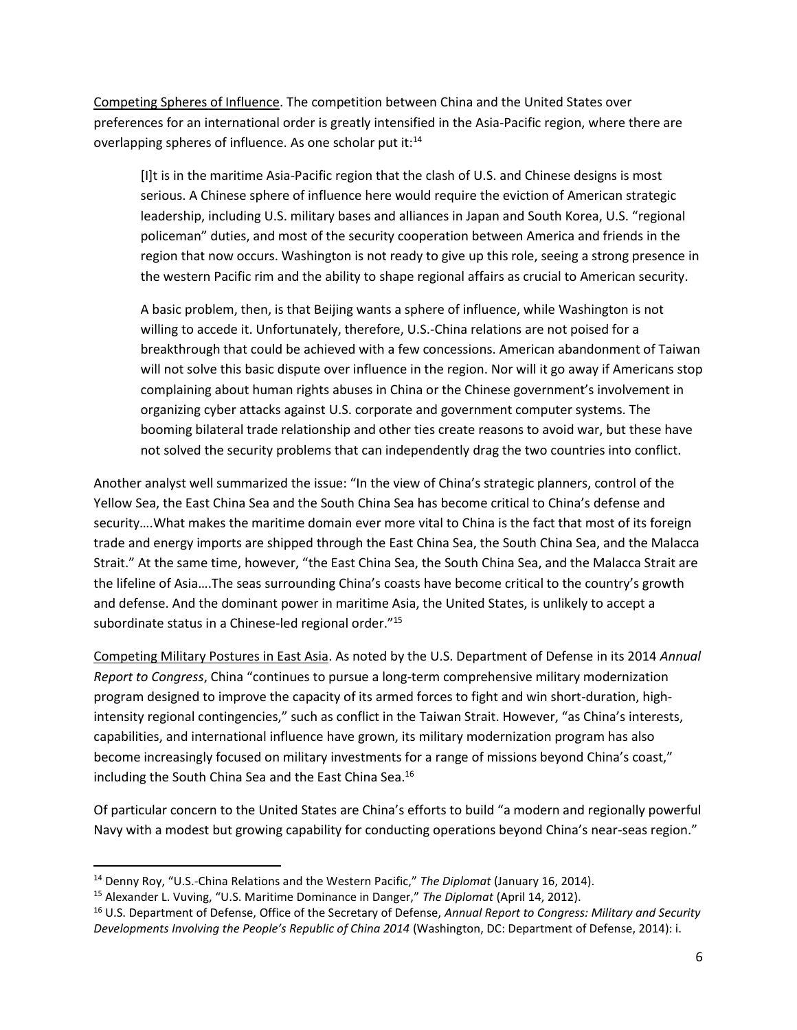Competing Spheres of Influence. The competition between China and the United States over preferences for an international order is greatly intensified in the Asia-Pacific region, where there are overlapping spheres of influence. As one scholar put it:[14]

> [I]t is in the maritime Asia-Pacific region that the clash of U.S. and Chinese designs is most serious. A Chinese sphere of influence here would require the eviction of American strategic leadership, including U.S. military bases and alliances in Japan and South Korea, U.S. "regional policeman" duties, and most of the security cooperation between America and friends in the region that now occurs. Washington is not ready to give up this role, seeing a strong presence in the western Pacific rim and the ability to shape regional affairs as crucial to American security.
>
> A basic problem, then, is that Beijing wants a sphere of influence, while Washington is not willing to accede it. Unfortunately, therefore, U.S.-China relations are not poised for a breakthrough that could be achieved with a few concessions. American abandonment of Taiwan will not solve this basic dispute over influence in the region. Nor will it go away if Americans stop complaining about human rights abuses in China or the Chinese government's involvement in organizing cyber attacks against U.S. corporate and government computer systems. The booming bilateral trade relationship and other ties create reasons to avoid war, but these have not solved the security problems that can independently drag the two countries into conflict.

Another analyst well summarized the issue: "In the view of China's strategic planners, control of the Yellow Sea, the East China Sea and the South China Sea has become critical to China's defense and security….What makes the maritime domain ever more vital to China is the fact that most of its foreign trade and energy imports are shipped through the East China Sea, the South China Sea, and the Malacca Strait." At the same time, however, "the East China Sea, the South China Sea, and the Malacca Strait are the lifeline of Asia….The seas surrounding China's coasts have become critical to the country's growth and defense. And the dominant power in maritime Asia, the United States, is unlikely to accept a subordinate status in a Chinese-led regional order."[15]

Competing Military Postures in East Asia. As noted by the U.S. Department of Defense in its 2014 *Annual Report to Congress*, China "continues to pursue a long-term comprehensive military modernization program designed to improve the capacity of its armed forces to fight and win short-duration, high-intensity regional contingencies," such as conflict in the Taiwan Strait. However, "as China's interests, capabilities, and international influence have grown, its military modernization program has also become increasingly focused on military investments for a range of missions beyond China's coast," including the South China Sea and the East China Sea.[16]

Of particular concern to the United States are China's efforts to build "a modern and regionally powerful Navy with a modest but growing capability for conducting operations beyond China's near-seas region."

---

[14] Denny Roy, "U.S.-China Relations and the Western Pacific," *The Diplomat* (January 16, 2014).

[15] Alexander L. Vuving, "U.S. Maritime Dominance in Danger," *The Diplomat* (April 14, 2012).

[16] U.S. Department of Defense, Office of the Secretary of Defense, *Annual Report to Congress: Military and Security Developments Involving the People's Republic of China 2014* (Washington, DC: Department of Defense, 2014): i.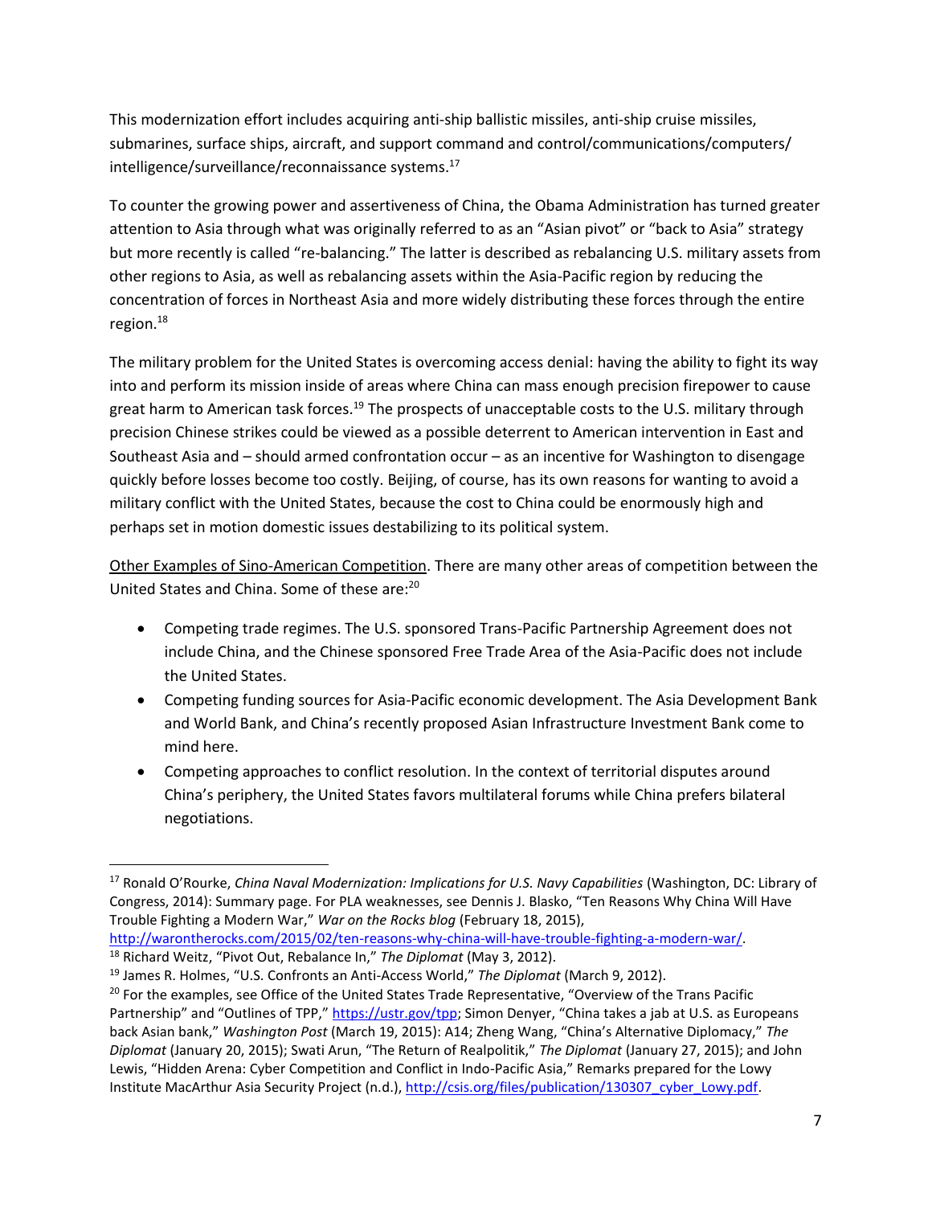This modernization effort includes acquiring anti-ship ballistic missiles, anti-ship cruise missiles, submarines, surface ships, aircraft, and support command and control/communications/computers/ intelligence/surveillance/reconnaissance systems.[17]

To counter the growing power and assertiveness of China, the Obama Administration has turned greater attention to Asia through what was originally referred to as an "Asian pivot" or "back to Asia" strategy but more recently is called "re-balancing." The latter is described as rebalancing U.S. military assets from other regions to Asia, as well as rebalancing assets within the Asia-Pacific region by reducing the concentration of forces in Northeast Asia and more widely distributing these forces through the entire region.[18]

The military problem for the United States is overcoming access denial: having the ability to fight its way into and perform its mission inside of areas where China can mass enough precision firepower to cause great harm to American task forces.[19] The prospects of unacceptable costs to the U.S. military through precision Chinese strikes could be viewed as a possible deterrent to American intervention in East and Southeast Asia and – should armed confrontation occur – as an incentive for Washington to disengage quickly before losses become too costly. Beijing, of course, has its own reasons for wanting to avoid a military conflict with the United States, because the cost to China could be enormously high and perhaps set in motion domestic issues destabilizing to its political system.

<u>Other Examples of Sino-American Competition</u>. There are many other areas of competition between the United States and China. Some of these are:[20]

- Competing trade regimes. The U.S. sponsored Trans-Pacific Partnership Agreement does not include China, and the Chinese sponsored Free Trade Area of the Asia-Pacific does not include the United States.
- Competing funding sources for Asia-Pacific economic development. The Asia Development Bank and World Bank, and China's recently proposed Asian Infrastructure Investment Bank come to mind here.
- Competing approaches to conflict resolution. In the context of territorial disputes around China's periphery, the United States favors multilateral forums while China prefers bilateral negotiations.

---

[17] Ronald O'Rourke, *China Naval Modernization: Implications for U.S. Navy Capabilities* (Washington, DC: Library of Congress, 2014): Summary page. For PLA weaknesses, see Dennis J. Blasko, "Ten Reasons Why China Will Have Trouble Fighting a Modern War," *War on the Rocks blog* (February 18, 2015), http://warontherocks.com/2015/02/ten-reasons-why-china-will-have-trouble-fighting-a-modern-war/.

[18] Richard Weitz, "Pivot Out, Rebalance In," *The Diplomat* (May 3, 2012).

[19] James R. Holmes, "U.S. Confronts an Anti-Access World," *The Diplomat* (March 9, 2012).

[20] For the examples, see Office of the United States Trade Representative, "Overview of the Trans Pacific Partnership" and "Outlines of TPP," https://ustr.gov/tpp; Simon Denyer, "China takes a jab at U.S. as Europeans back Asian bank," *Washington Post* (March 19, 2015): A14; Zheng Wang, "China's Alternative Diplomacy," *The Diplomat* (January 20, 2015); Swati Arun, "The Return of Realpolitik," *The Diplomat* (January 27, 2015); and John Lewis, "Hidden Arena: Cyber Competition and Conflict in Indo-Pacific Asia," Remarks prepared for the Lowy Institute MacArthur Asia Security Project (n.d.), http://csis.org/files/publication/130307_cyber_Lowy.pdf.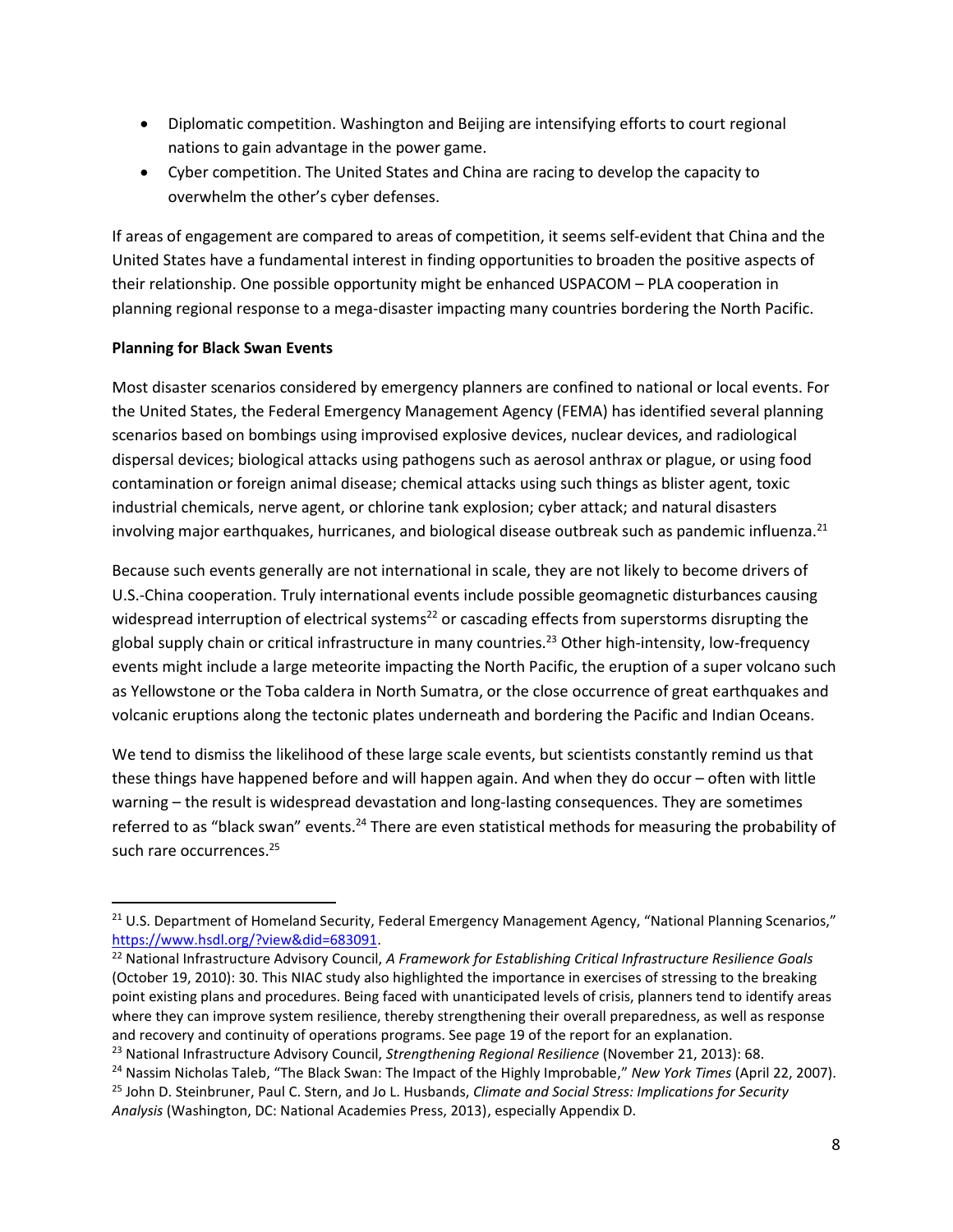- Diplomatic competition. Washington and Beijing are intensifying efforts to court regional nations to gain advantage in the power game.
- Cyber competition. The United States and China are racing to develop the capacity to overwhelm the other's cyber defenses.

If areas of engagement are compared to areas of competition, it seems self-evident that China and the United States have a fundamental interest in finding opportunities to broaden the positive aspects of their relationship. One possible opportunity might be enhanced USPACOM – PLA cooperation in planning regional response to a mega-disaster impacting many countries bordering the North Pacific.

**Planning for Black Swan Events**

Most disaster scenarios considered by emergency planners are confined to national or local events. For the United States, the Federal Emergency Management Agency (FEMA) has identified several planning scenarios based on bombings using improvised explosive devices, nuclear devices, and radiological dispersal devices; biological attacks using pathogens such as aerosol anthrax or plague, or using food contamination or foreign animal disease; chemical attacks using such things as blister agent, toxic industrial chemicals, nerve agent, or chlorine tank explosion; cyber attack; and natural disasters involving major earthquakes, hurricanes, and biological disease outbreak such as pandemic influenza.[21]

Because such events generally are not international in scale, they are not likely to become drivers of U.S.-China cooperation. Truly international events include possible geomagnetic disturbances causing widespread interruption of electrical systems[22] or cascading effects from superstorms disrupting the global supply chain or critical infrastructure in many countries.[23] Other high-intensity, low-frequency events might include a large meteorite impacting the North Pacific, the eruption of a super volcano such as Yellowstone or the Toba caldera in North Sumatra, or the close occurrence of great earthquakes and volcanic eruptions along the tectonic plates underneath and bordering the Pacific and Indian Oceans.

We tend to dismiss the likelihood of these large scale events, but scientists constantly remind us that these things have happened before and will happen again. And when they do occur – often with little warning – the result is widespread devastation and long-lasting consequences. They are sometimes referred to as "black swan" events.[24] There are even statistical methods for measuring the probability of such rare occurrences.[25]

---

[21] U.S. Department of Homeland Security, Federal Emergency Management Agency, "National Planning Scenarios," https://www.hsdl.org/?view&did=683091.

[22] National Infrastructure Advisory Council, *A Framework for Establishing Critical Infrastructure Resilience Goals* (October 19, 2010): 30. This NIAC study also highlighted the importance in exercises of stressing to the breaking point existing plans and procedures. Being faced with unanticipated levels of crisis, planners tend to identify areas where they can improve system resilience, thereby strengthening their overall preparedness, as well as response and recovery and continuity of operations programs. See page 19 of the report for an explanation.

[23] National Infrastructure Advisory Council, *Strengthening Regional Resilience* (November 21, 2013): 68.

[24] Nassim Nicholas Taleb, "The Black Swan: The Impact of the Highly Improbable," *New York Times* (April 22, 2007).

[25] John D. Steinbruner, Paul C. Stern, and Jo L. Husbands, *Climate and Social Stress: Implications for Security Analysis* (Washington, DC: National Academies Press, 2013), especially Appendix D.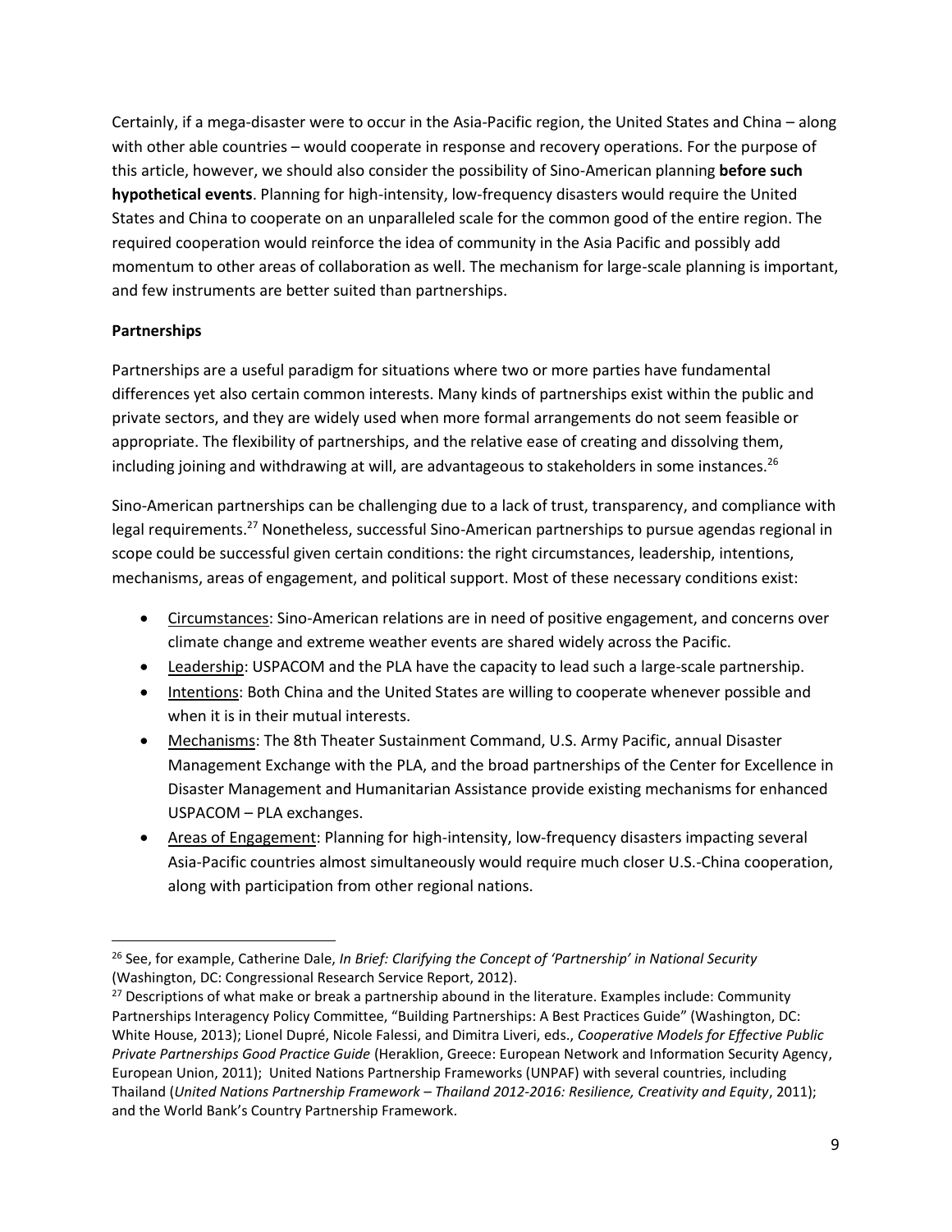Certainly, if a mega-disaster were to occur in the Asia-Pacific region, the United States and China – along with other able countries – would cooperate in response and recovery operations. For the purpose of this article, however, we should also consider the possibility of Sino-American planning **before such hypothetical events**. Planning for high-intensity, low-frequency disasters would require the United States and China to cooperate on an unparalleled scale for the common good of the entire region. The required cooperation would reinforce the idea of community in the Asia Pacific and possibly add momentum to other areas of collaboration as well. The mechanism for large-scale planning is important, and few instruments are better suited than partnerships.

**Partnerships**

Partnerships are a useful paradigm for situations where two or more parties have fundamental differences yet also certain common interests. Many kinds of partnerships exist within the public and private sectors, and they are widely used when more formal arrangements do not seem feasible or appropriate. The flexibility of partnerships, and the relative ease of creating and dissolving them, including joining and withdrawing at will, are advantageous to stakeholders in some instances.[26]

Sino-American partnerships can be challenging due to a lack of trust, transparency, and compliance with legal requirements.[27] Nonetheless, successful Sino-American partnerships to pursue agendas regional in scope could be successful given certain conditions: the right circumstances, leadership, intentions, mechanisms, areas of engagement, and political support. Most of these necessary conditions exist:

- <u>Circumstances</u>: Sino-American relations are in need of positive engagement, and concerns over climate change and extreme weather events are shared widely across the Pacific.
- <u>Leadership</u>: USPACOM and the PLA have the capacity to lead such a large-scale partnership.
- <u>Intentions</u>: Both China and the United States are willing to cooperate whenever possible and when it is in their mutual interests.
- <u>Mechanisms</u>: The 8th Theater Sustainment Command, U.S. Army Pacific, annual Disaster Management Exchange with the PLA, and the broad partnerships of the Center for Excellence in Disaster Management and Humanitarian Assistance provide existing mechanisms for enhanced USPACOM – PLA exchanges.
- <u>Areas of Engagement</u>: Planning for high-intensity, low-frequency disasters impacting several Asia-Pacific countries almost simultaneously would require much closer U.S.-China cooperation, along with participation from other regional nations.

---

[26] See, for example, Catherine Dale, *In Brief: Clarifying the Concept of 'Partnership' in National Security* (Washington, DC: Congressional Research Service Report, 2012).

[27] Descriptions of what make or break a partnership abound in the literature. Examples include: Community Partnerships Interagency Policy Committee, "Building Partnerships: A Best Practices Guide" (Washington, DC: White House, 2013); Lionel Dupré, Nicole Falessi, and Dimitra Liveri, eds., *Cooperative Models for Effective Public Private Partnerships Good Practice Guide* (Heraklion, Greece: European Network and Information Security Agency, European Union, 2011); United Nations Partnership Frameworks (UNPAF) with several countries, including Thailand (*United Nations Partnership Framework – Thailand 2012-2016: Resilience, Creativity and Equity*, 2011); and the World Bank's Country Partnership Framework.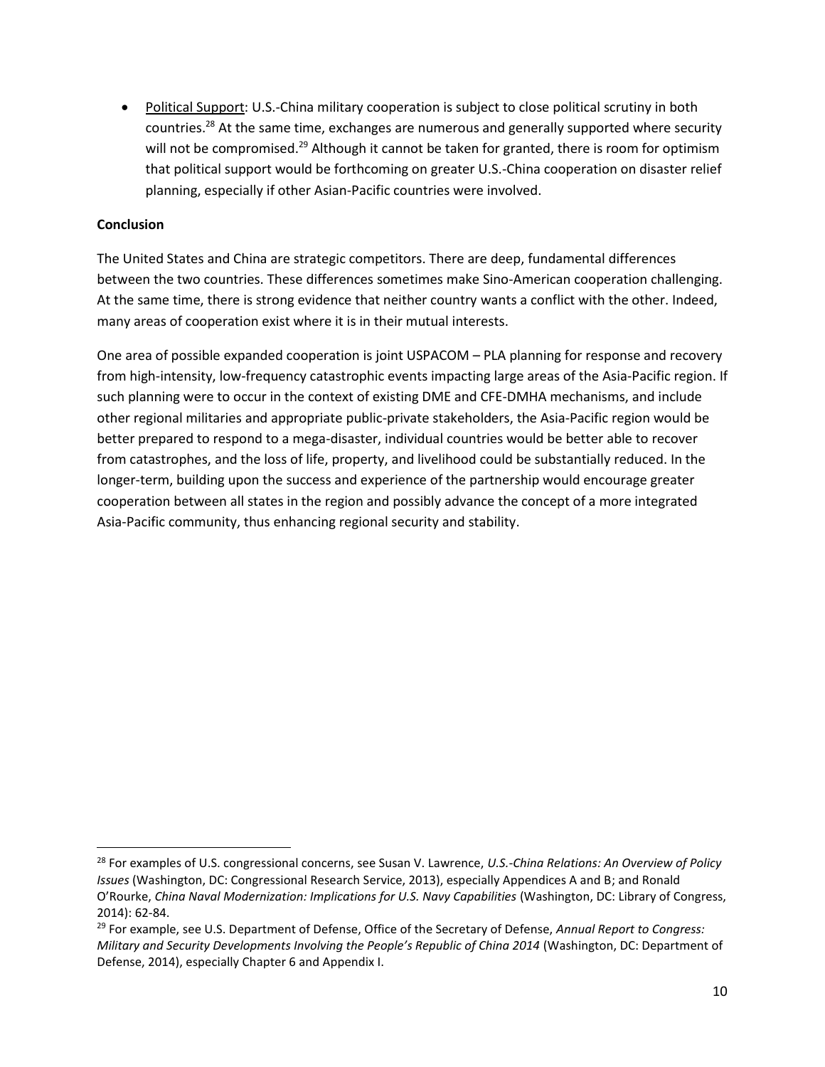- Political Support: U.S.-China military cooperation is subject to close political scrutiny in both countries.[28] At the same time, exchanges are numerous and generally supported where security will not be compromised.[29] Although it cannot be taken for granted, there is room for optimism that political support would be forthcoming on greater U.S.-China cooperation on disaster relief planning, especially if other Asian-Pacific countries were involved.

**Conclusion**

The United States and China are strategic competitors. There are deep, fundamental differences between the two countries. These differences sometimes make Sino-American cooperation challenging. At the same time, there is strong evidence that neither country wants a conflict with the other. Indeed, many areas of cooperation exist where it is in their mutual interests.

One area of possible expanded cooperation is joint USPACOM – PLA planning for response and recovery from high-intensity, low-frequency catastrophic events impacting large areas of the Asia-Pacific region. If such planning were to occur in the context of existing DME and CFE-DMHA mechanisms, and include other regional militaries and appropriate public-private stakeholders, the Asia-Pacific region would be better prepared to respond to a mega-disaster, individual countries would be better able to recover from catastrophes, and the loss of life, property, and livelihood could be substantially reduced. In the longer-term, building upon the success and experience of the partnership would encourage greater cooperation between all states in the region and possibly advance the concept of a more integrated Asia-Pacific community, thus enhancing regional security and stability.

---

[28] For examples of U.S. congressional concerns, see Susan V. Lawrence, *U.S.-China Relations: An Overview of Policy Issues* (Washington, DC: Congressional Research Service, 2013), especially Appendices A and B; and Ronald O'Rourke, *China Naval Modernization: Implications for U.S. Navy Capabilities* (Washington, DC: Library of Congress, 2014): 62-84.

[29] For example, see U.S. Department of Defense, Office of the Secretary of Defense, *Annual Report to Congress: Military and Security Developments Involving the People's Republic of China 2014* (Washington, DC: Department of Defense, 2014), especially Chapter 6 and Appendix I.